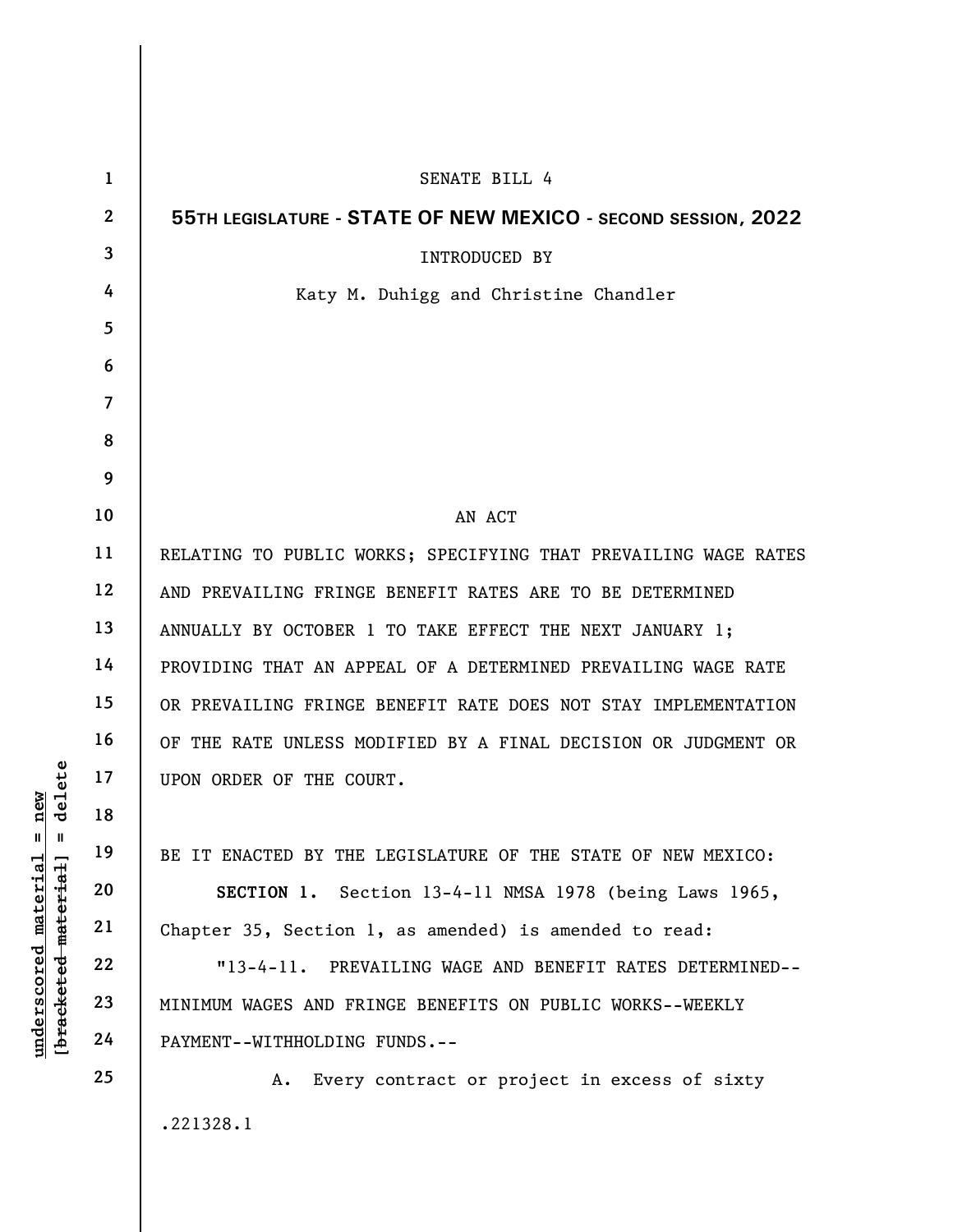SENATE BILL 4

**55TH LEGISLATURE - STATE OF NEW MEXICO - SECOND SESSION, 2022**

INTRODUCED BY

Katy M. Duhigg and Christine Chandler

AN ACT

RELATING TO PUBLIC WORKS; SPECIFYING THAT PREVAILING WAGE RATES AND PREVAILING FRINGE BENEFIT RATES ARE TO BE DETERMINED ANNUALLY BY OCTOBER 1 TO TAKE EFFECT THE NEXT JANUARY 1; PROVIDING THAT AN APPEAL OF A DETERMINED PREVAILING WAGE RATE OR PREVAILING FRINGE BENEFIT RATE DOES NOT STAY IMPLEMENTATION OF THE RATE UNLESS MODIFIED BY A FINAL DECISION OR JUDGMENT OR UPON ORDER OF THE COURT.

BE IT ENACTED BY THE LEGISLATURE OF THE STATE OF NEW MEXICO:

**SECTION 1.** Section 13-4-11 NMSA 1978 (being Laws 1965, Chapter 35, Section 1, as amended) is amended to read:

"13-4-11. PREVAILING WAGE AND BENEFIT RATES DETERMINED--MINIMUM WAGES AND FRINGE BENEFITS ON PUBLIC WORKS--WEEKLY PAYMENT--WITHHOLDING FUNDS.--

A. Every contract or project in excess of sixty

.221328.1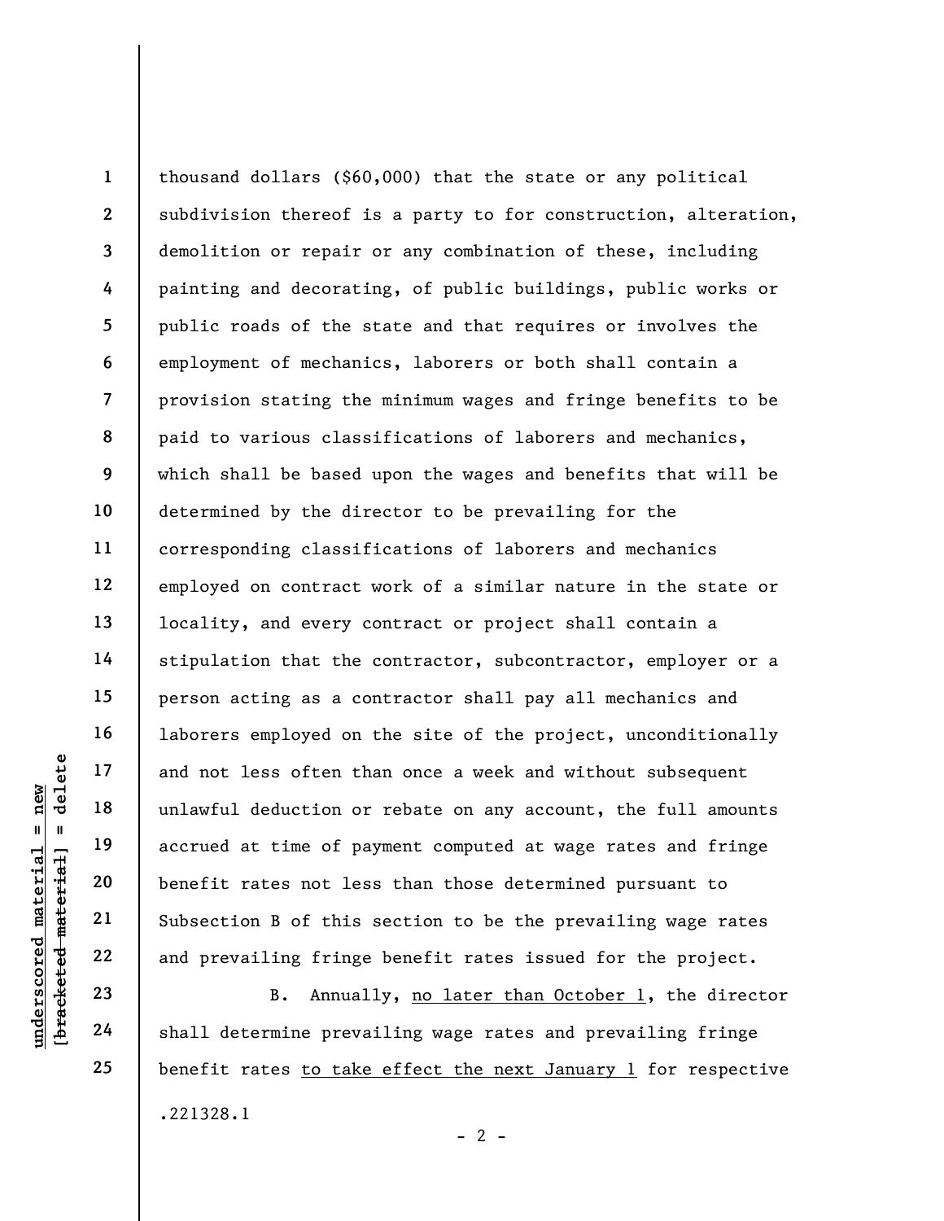thousand dollars ($60,000) that the state or any political subdivision thereof is a party to for construction, alteration, demolition or repair or any combination of these, including painting and decorating, of public buildings, public works or public roads of the state and that requires or involves the employment of mechanics, laborers or both shall contain a provision stating the minimum wages and fringe benefits to be paid to various classifications of laborers and mechanics, which shall be based upon the wages and benefits that will be determined by the director to be prevailing for the corresponding classifications of laborers and mechanics employed on contract work of a similar nature in the state or locality, and every contract or project shall contain a stipulation that the contractor, subcontractor, employer or a person acting as a contractor shall pay all mechanics and laborers employed on the site of the project, unconditionally and not less often than once a week and without subsequent unlawful deduction or rebate on any account, the full amounts accrued at time of payment computed at wage rates and fringe benefit rates not less than those determined pursuant to Subsection B of this section to be the prevailing wage rates and prevailing fringe benefit rates issued for the project.

B. Annually, no later than October 1, the director shall determine prevailing wage rates and prevailing fringe benefit rates to take effect the next January 1 for respective

.221328.1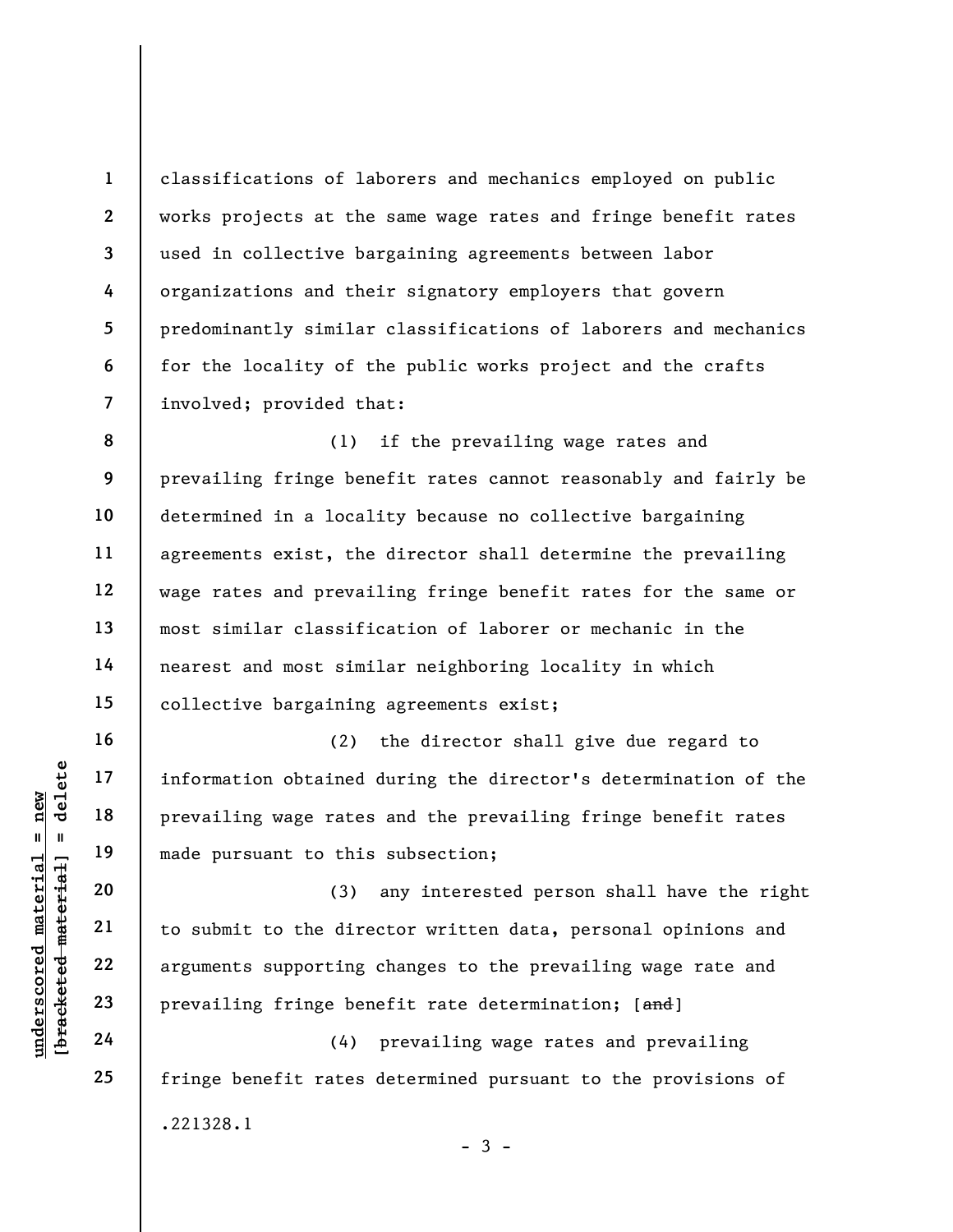classifications of laborers and mechanics employed on public works projects at the same wage rates and fringe benefit rates used in collective bargaining agreements between labor organizations and their signatory employers that govern predominantly similar classifications of laborers and mechanics for the locality of the public works project and the crafts involved; provided that:

(1) if the prevailing wage rates and prevailing fringe benefit rates cannot reasonably and fairly be determined in a locality because no collective bargaining agreements exist, the director shall determine the prevailing wage rates and prevailing fringe benefit rates for the same or most similar classification of laborer or mechanic in the nearest and most similar neighboring locality in which collective bargaining agreements exist;

(2) the director shall give due regard to information obtained during the director's determination of the prevailing wage rates and the prevailing fringe benefit rates made pursuant to this subsection;

(3) any interested person shall have the right to submit to the director written data, personal opinions and arguments supporting changes to the prevailing wage rate and prevailing fringe benefit rate determination; [~~and~~]

(4) prevailing wage rates and prevailing fringe benefit rates determined pursuant to the provisions of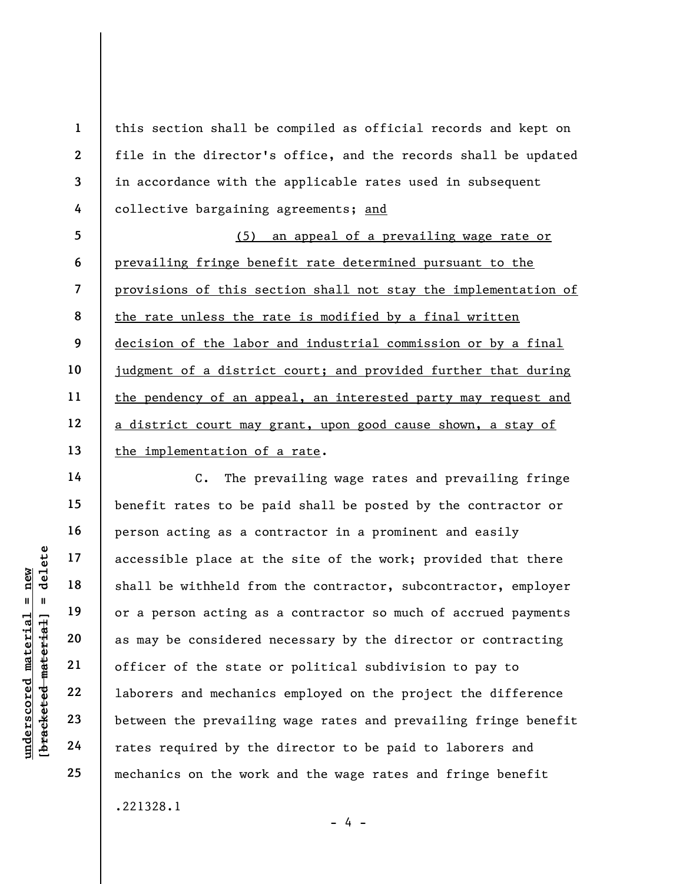this section shall be compiled as official records and kept on file in the director's office, and the records shall be updated in accordance with the applicable rates used in subsequent collective bargaining agreements; and

(5) an appeal of a prevailing wage rate or prevailing fringe benefit rate determined pursuant to the provisions of this section shall not stay the implementation of the rate unless the rate is modified by a final written decision of the labor and industrial commission or by a final judgment of a district court; and provided further that during the pendency of an appeal, an interested party may request and a district court may grant, upon good cause shown, a stay of the implementation of a rate.

C. The prevailing wage rates and prevailing fringe benefit rates to be paid shall be posted by the contractor or person acting as a contractor in a prominent and easily accessible place at the site of the work; provided that there shall be withheld from the contractor, subcontractor, employer or a person acting as a contractor so much of accrued payments as may be considered necessary by the director or contracting officer of the state or political subdivision to pay to laborers and mechanics employed on the project the difference between the prevailing wage rates and prevailing fringe benefit rates required by the director to be paid to laborers and mechanics on the work and the wage rates and fringe benefit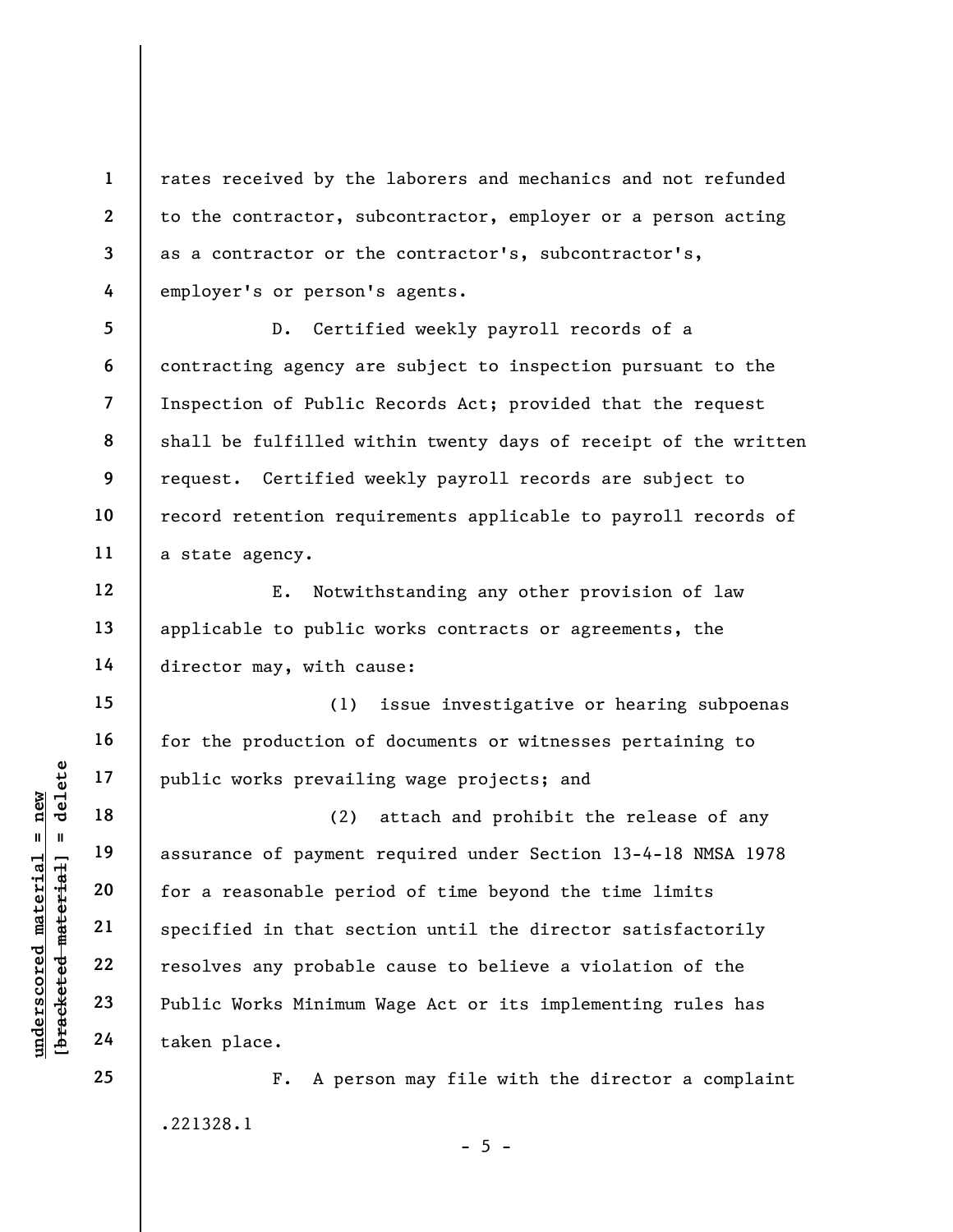rates received by the laborers and mechanics and not refunded to the contractor, subcontractor, employer or a person acting as a contractor or the contractor's, subcontractor's, employer's or person's agents.

D. Certified weekly payroll records of a contracting agency are subject to inspection pursuant to the Inspection of Public Records Act; provided that the request shall be fulfilled within twenty days of receipt of the written request. Certified weekly payroll records are subject to record retention requirements applicable to payroll records of a state agency.

E. Notwithstanding any other provision of law applicable to public works contracts or agreements, the director may, with cause:

(1) issue investigative or hearing subpoenas for the production of documents or witnesses pertaining to public works prevailing wage projects; and

(2) attach and prohibit the release of any assurance of payment required under Section 13-4-18 NMSA 1978 for a reasonable period of time beyond the time limits specified in that section until the director satisfactorily resolves any probable cause to believe a violation of the Public Works Minimum Wage Act or its implementing rules has taken place.

F. A person may file with the director a complaint

.221328.1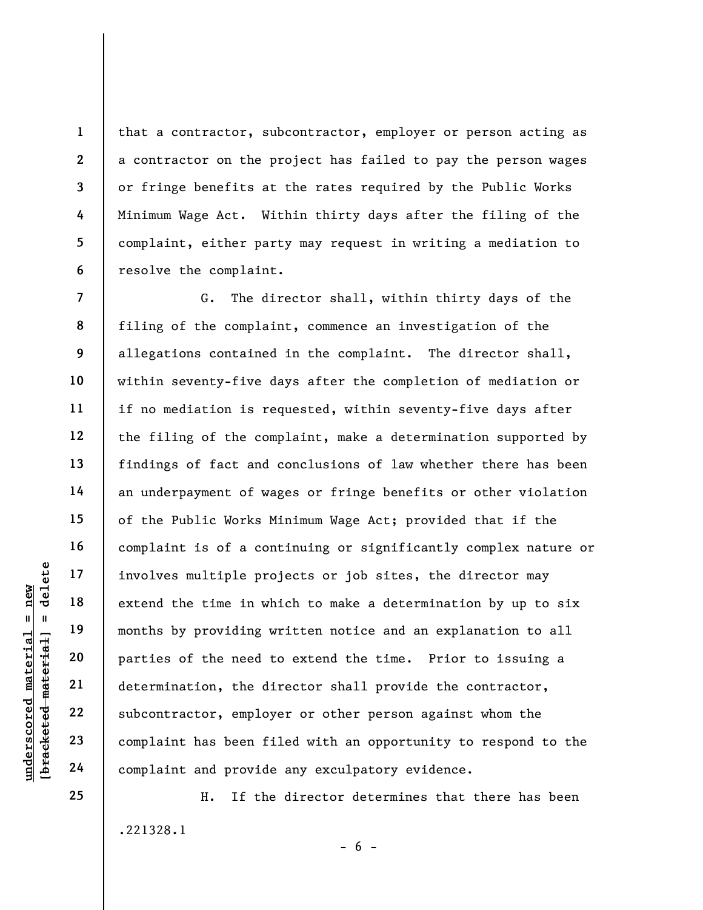that a contractor, subcontractor, employer or person acting as a contractor on the project has failed to pay the person wages or fringe benefits at the rates required by the Public Works Minimum Wage Act. Within thirty days after the filing of the complaint, either party may request in writing a mediation to resolve the complaint.

G. The director shall, within thirty days of the filing of the complaint, commence an investigation of the allegations contained in the complaint. The director shall, within seventy-five days after the completion of mediation or if no mediation is requested, within seventy-five days after the filing of the complaint, make a determination supported by findings of fact and conclusions of law whether there has been an underpayment of wages or fringe benefits or other violation of the Public Works Minimum Wage Act; provided that if the complaint is of a continuing or significantly complex nature or involves multiple projects or job sites, the director may extend the time in which to make a determination by up to six months by providing written notice and an explanation to all parties of the need to extend the time. Prior to issuing a determination, the director shall provide the contractor, subcontractor, employer or other person against whom the complaint has been filed with an opportunity to respond to the complaint and provide any exculpatory evidence.

H. If the director determines that there has been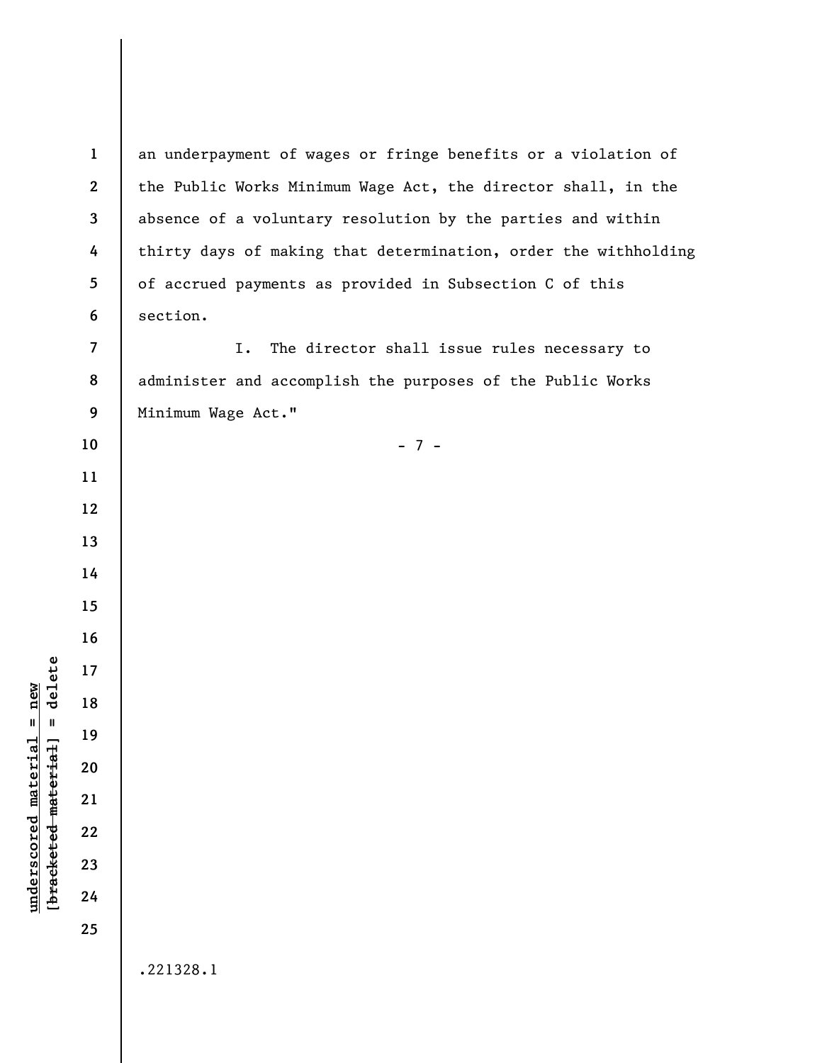an underpayment of wages or fringe benefits or a violation of the Public Works Minimum Wage Act, the director shall, in the absence of a voluntary resolution by the parties and within thirty days of making that determination, order the withholding of accrued payments as provided in Subsection C of this section.

I. The director shall issue rules necessary to administer and accomplish the purposes of the Public Works Minimum Wage Act."

.221328.1